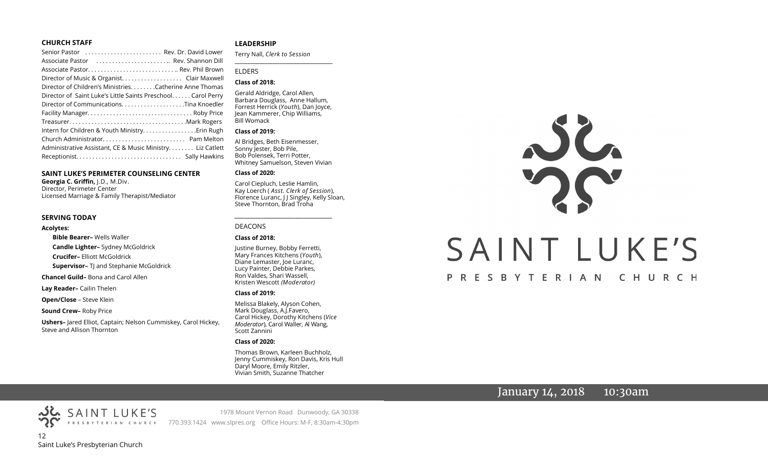## CHURCH STAFF

Senior Pastor . . . . . . . . . . . . . . . . . . . . . . . Rev. Dr. David Lower
Associate Pastor . . . . . . . . . . . . . . . . . . . . . .. Rev. Shannon Dill
Associate Pastor. . . . . . . . . . . . . . . . . . . . . . . . . . .. Rev. Phil Brown
Director of Music & Organist. . . . . . . . . . . . . . . . . . Clair Maxwell
Director of Children's Ministries. . . . . . . . .Catherine Anne Thomas
Director of Saint Luke's Little Saints Preschool. . . . . . Carol Perry
Director of Communications. . . . . . . . . . . . . . . . . . . .Tina Knoedler
Facility Manager. . . . . . . . . . . . . . . . . . . . . . . . . . . . . . . . Roby Price
Treasurer. . . . . . . . . . . . . . . . . . . . . . . . . . . . . . . . . . . .Mark Rogers
Intern for Children & Youth Ministry. . . . . . . . . . . . . . . . .Erin Rugh
Church Administrator. . . . . . . . . . . . . . . . . . . . . . . . . . Pam Melton
Administrative Assistant, CE & Music Ministry. . . . . . . . Liz Catlett
Receptionist. . . . . . . . . . . . . . . . . . . . . . . . . . . . . . . . Sally Hawkins

## SAINT LUKE'S PERIMETER COUNSELING CENTER

**Georgia C. Griffin,** J.D., M.Div.
Director, Perimeter Center
Licensed Marriage & Family Therapist/Mediator

## SERVING TODAY

**Acolytes:**

**Bible Bearer–** Wells Waller
**Candle Lighter–** Sydney McGoldrick
**Crucifer–** Elliott McGoldrick
**Supervisor–** TJ and Stephanie McGoldrick

**Chancel Guild–** Bona and Carol Allen

**Lay Reader–** Cailin Thelen

**Open/Close** – Steve Klein

**Sound Crew–** Roby Price

**Ushers–** Jared Elliot, Captain; Nelson Cummiskey, Carol Hickey, Steve and Allison Thornton

## LEADERSHIP

Terry Nall, *Clerk to Session*

### ELDERS

**Class of 2018:**

Gerald Aldridge, Carol Allen, Barbara Douglass, Anne Hallum, Forrest Herrick (*Youth*), Dan Joyce, Jean Kammerer, Chip Williams, Bill Womack

**Class of 2019:**

Al Bridges, Beth Eisenmesser, Sonny Jester, Bob Pile, Bob Polensek, Terri Potter, Whitney Samuelson, Steven Vivian

**Class of 2020:**

Carol Ciepluch, Leslie Hamlin, Kay Loerch ( *Asst. Clerk of Session*), Florence Luranc, J J Singley, Kelly Sloan, Steve Thornton, Brad Troha

### DEACONS

**Class of 2018:**

Justine Burney, Bobby Ferretti, Mary Frances Kitchens (*Youth*), Diane Lemaster, Joe Luranc, Lucy Painter, Debbie Parkes, Ron Valdes, Shari Wassell, Kristen Wescott *(Moderator)*

**Class of 2019:**

Melissa Blakely, Alyson Cohen, Mark Douglass, A.J.Favero, Carol Hickey, Dorothy Kitchens (*Vice Moderator*), Carol Waller, Al Wang, Scott Zannini

**Class of 2020:**

Thomas Brown, Karleen Buchholz, Jenny Cummiskey, Ron Davis, Kris Hull, Daryl Moore, Emily Ritzler, Vivian Smith, Suzanne Thatcher

# SAINT LUKE'S PRESBYTERIAN CHURCH

January 14, 2018 10:30am

SAINT LUKE'S PRESBYTERIAN CHURCH
1978 Mount Vernon Road Dunwoody, GA 30338
770.393.1424 www.slpres.org Office Hours: M-F, 8:30am-4:30pm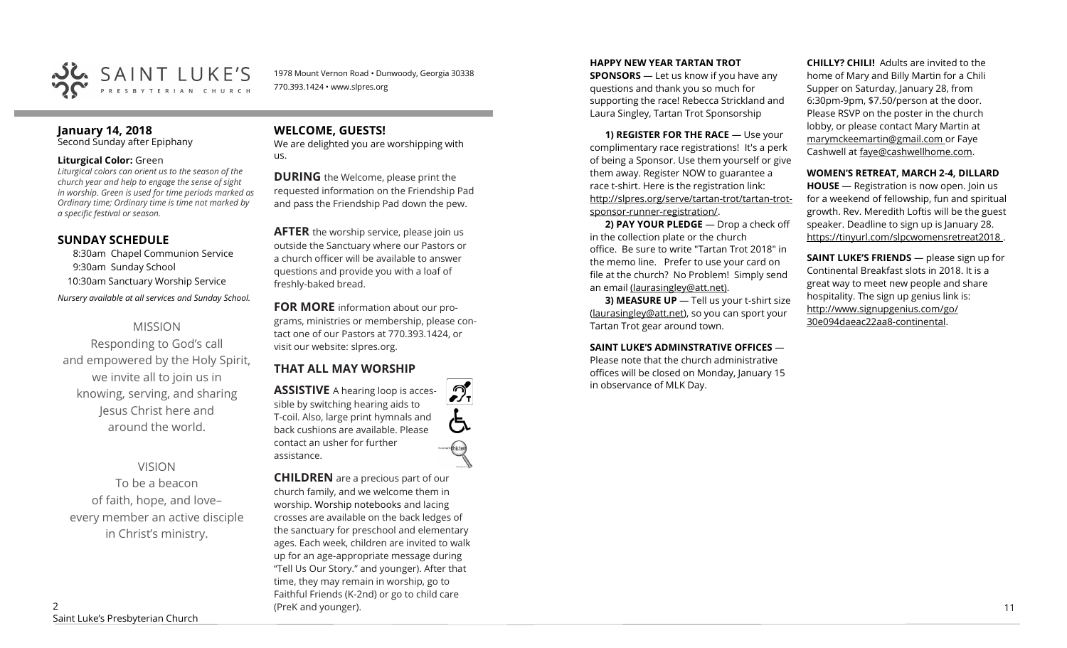SAINT LUKE'S PRESBYTERIAN CHURCH

1978 Mount Vernon Road • Dunwoody, Georgia 30338
770.393.1424 • www.slpres.org

## January 14, 2018

Second Sunday after Epiphany

**Liturgical Color:** Green

*Liturgical colors can orient us to the season of the church year and help to engage the sense of sight in worship. Green is used for time periods marked as Ordinary time; Ordinary time is time not marked by a specific festival or season.*

## SUNDAY SCHEDULE

8:30am Chapel Communion Service
9:30am Sunday School
10:30am Sanctuary Worship Service

*Nursery available at all services and Sunday School.*

### MISSION

Responding to God's call
and empowered by the Holy Spirit,
we invite all to join us in
knowing, serving, and sharing
Jesus Christ here and
around the world.

### VISION

To be a beacon
of faith, hope, and love–
every member an active disciple
in Christ's ministry.

## WELCOME, GUESTS!

We are delighted you are worshipping with us.

**DURING** the Welcome, please print the requested information on the Friendship Pad and pass the Friendship Pad down the pew.

**AFTER** the worship service, please join us outside the Sanctuary where our Pastors or a church officer will be available to answer questions and provide you with a loaf of freshly-baked bread.

**FOR MORE** information about our programs, ministries or membership, please contact one of our Pastors at 770.393.1424, or visit our website: slpres.org.

## THAT ALL MAY WORSHIP

**ASSISTIVE** A hearing loop is accessible by switching hearing aids to T-coil. Also, large print hymnals and back cushions are available. Please contact an usher for further assistance.

**CHILDREN** are a precious part of our church family, and we welcome them in worship. Worship notebooks and lacing crosses are available on the back ledges of the sanctuary for preschool and elementary ages. Each week, children are invited to walk up for an age-appropriate message during "Tell Us Our Story." and younger). After that time, they may remain in worship, go to Faithful Friends (K-2nd) or go to child care (PreK and younger).

**HAPPY NEW YEAR TARTAN TROT SPONSORS** — Let us know if you have any questions and thank you so much for supporting the race! Rebecca Strickland and Laura Singley, Tartan Trot Sponsorship

**1) REGISTER FOR THE RACE** — Use your complimentary race registrations! It's a perk of being a Sponsor. Use them yourself or give them away. Register NOW to guarantee a race t-shirt. Here is the registration link: http://slpres.org/serve/tartan-trot/tartan-trot-sponsor-runner-registration/.

**2) PAY YOUR PLEDGE** — Drop a check off in the collection plate or the church office. Be sure to write "Tartan Trot 2018" in the memo line. Prefer to use your card on file at the church? No Problem! Simply send an email (laurasingley@att.net).

**3) MEASURE UP** — Tell us your t-shirt size (laurasingley@att.net), so you can sport your Tartan Trot gear around town.

**SAINT LUKE'S ADMINSTRATIVE OFFICES** — Please note that the church administrative offices will be closed on Monday, January 15 in observance of MLK Day.

**CHILLY? CHILI!** Adults are invited to the home of Mary and Billy Martin for a Chili Supper on Saturday, January 28, from 6:30pm-9pm, $7.50/person at the door. Please RSVP on the poster in the church lobby, or please contact Mary Martin at marymckeemartin@gmail.com or Faye Cashwell at faye@cashwellhome.com.

**WOMEN'S RETREAT, MARCH 2-4, DILLARD HOUSE** — Registration is now open. Join us for a weekend of fellowship, fun and spiritual growth. Rev. Meredith Loftis will be the guest speaker. Deadline to sign up is January 28. https://tinyurl.com/slpcwomensretreat2018 .

**SAINT LUKE'S FRIENDS** — please sign up for Continental Breakfast slots in 2018. It is a great way to meet new people and share hospitality. The sign up genius link is: http://www.signupgenius.com/go/30e094daeac22aa8-continental.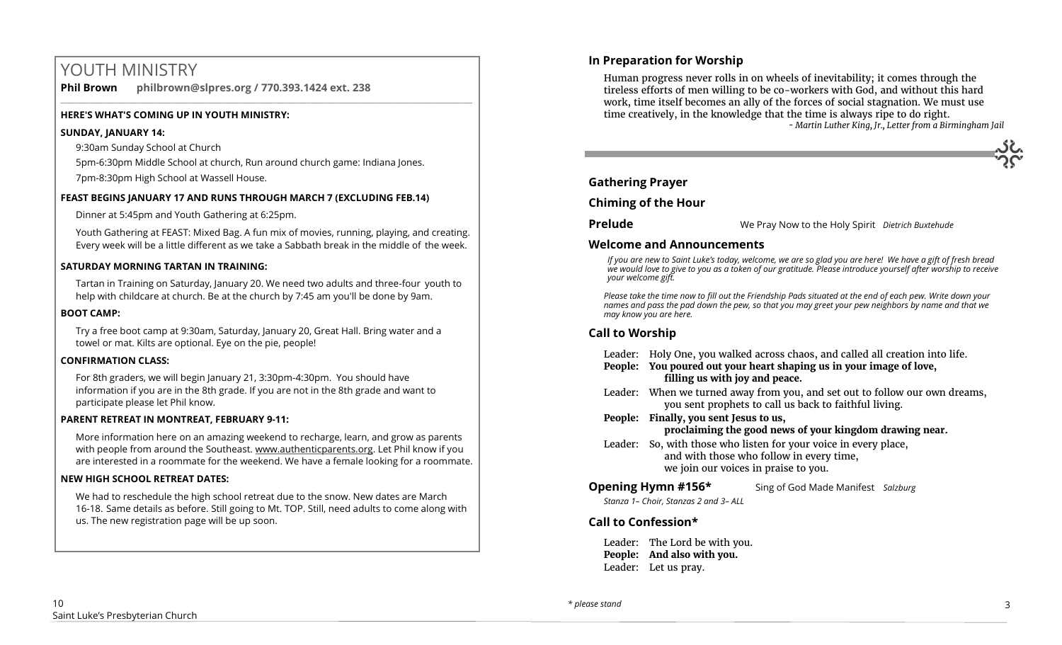# YOUTH MINISTRY

**Phil Brown philbrown@slpres.org / 770.393.1424 ext. 238**

**HERE'S WHAT'S COMING UP IN YOUTH MINISTRY:**

**SUNDAY, JANUARY 14:**

9:30am Sunday School at Church

5pm-6:30pm Middle School at church, Run around church game: Indiana Jones.

7pm-8:30pm High School at Wassell House.

**FEAST BEGINS JANUARY 17 AND RUNS THROUGH MARCH 7 (EXCLUDING FEB.14)**

Dinner at 5:45pm and Youth Gathering at 6:25pm.

Youth Gathering at FEAST: Mixed Bag. A fun mix of movies, running, playing, and creating. Every week will be a little different as we take a Sabbath break in the middle of the week.

**SATURDAY MORNING TARTAN IN TRAINING:**

Tartan in Training on Saturday, January 20. We need two adults and three-four youth to help with childcare at church. Be at the church by 7:45 am you'll be done by 9am.

**BOOT CAMP:**

Try a free boot camp at 9:30am, Saturday, January 20, Great Hall. Bring water and a towel or mat. Kilts are optional. Eye on the pie, people!

**CONFIRMATION CLASS:**

For 8th graders, we will begin January 21, 3:30pm-4:30pm. You should have information if you are in the 8th grade. If you are not in the 8th grade and want to participate please let Phil know.

**PARENT RETREAT IN MONTREAT, FEBRUARY 9-11:**

More information here on an amazing weekend to recharge, learn, and grow as parents with people from around the Southeast. www.authenticparents.org. Let Phil know if you are interested in a roommate for the weekend. We have a female looking for a roommate.

**NEW HIGH SCHOOL RETREAT DATES:**

We had to reschedule the high school retreat due to the snow. New dates are March 16-18. Same details as before. Still going to Mt. TOP. Still, need adults to come along with us. The new registration page will be up soon.

### In Preparation for Worship

Human progress never rolls in on wheels of inevitability; it comes through the tireless efforts of men willing to be co-workers with God, and without this hard work, time itself becomes an ally of the forces of social stagnation. We must use time creatively, in the knowledge that the time is always ripe to do right.

*- Martin Luther King, Jr., Letter from a Birmingham Jail*

### Gathering Prayer

### Chiming of the Hour

**Prelude** We Pray Now to the Holy Spirit *Dietrich Buxtehude*

### Welcome and Announcements

*If you are new to Saint Luke's today, welcome, we are so glad you are here! We have a gift of fresh bread we would love to give to you as a token of our gratitude. Please introduce yourself after worship to receive your welcome gift.*

*Please take the time now to fill out the Friendship Pads situated at the end of each pew. Write down your names and pass the pad down the pew, so that you may greet your pew neighbors by name and that we may know you are here.*

### Call to Worship

Leader: Holy One, you walked across chaos, and called all creation into life.
**People: You poured out your heart shaping us in your image of love, filling us with joy and peace.**
Leader: When we turned away from you, and set out to follow our own dreams, you sent prophets to call us back to faithful living.
**People: Finally, you sent Jesus to us, proclaiming the good news of your kingdom drawing near.**
Leader: So, with those who listen for your voice in every place, and with those who follow in every time, we join our voices in praise to you.

**Opening Hymn #156*** Sing of God Made Manifest *Salzburg*

*Stanza 1– Choir, Stanzas 2 and 3– ALL*

### Call to Confession*

Leader: The Lord be with you.
**People: And also with you.**
Leader: Let us pray.

*\* please stand*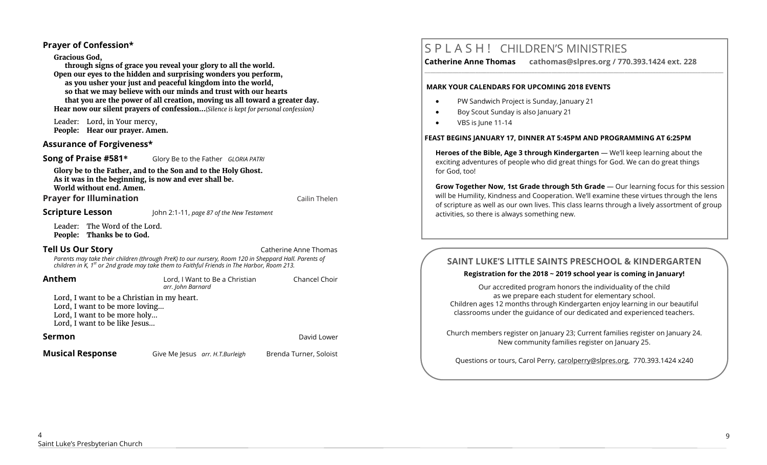## Prayer of Confession*

**Gracious God,**
**through signs of grace you reveal your glory to all the world.**
**Open our eyes to the hidden and surprising wonders you perform,**
**as you usher your just and peaceful kingdom into the world,**
**so that we may believe with our minds and trust with our hearts**
**that you are the power of all creation, moving us all toward a greater day.**
**Hear now our silent prayers of confession…***(Silence is kept for personal confession)*

Leader: Lord, in Your mercy,
**People: Hear our prayer. Amen.**

## Assurance of Forgiveness*

## Song of Praise #581* Glory Be to the Father *GLORIA PATRI*

**Glory be to the Father, and to the Son and to the Holy Ghost.**
**As it was in the beginning, is now and ever shall be.**
**World without end. Amen.**

## Prayer for Illumination — Cailin Thelen

## Scripture Lesson — John 2:1-11, *page 87 of the New Testament*

Leader: The Word of the Lord.
**People: Thanks be to God.**

## Tell Us Our Story — Catherine Anne Thomas

*Parents may take their children (through PreK) to our nursery, Room 120 in Sheppard Hall. Parents of children in K, 1st or 2nd grade may take them to Faithful Friends in The Harbor, Room 213.*

## Anthem — Lord, I Want to Be a Christian *arr. John Barnard* — Chancel Choir

Lord, I want to be a Christian in my heart.
Lord, I want to be more loving…
Lord, I want to be more holy…
Lord, I want to be like Jesus…

## Sermon — David Lower

## Musical Response — Give Me Jesus *arr. H.T.Burleigh* — Brenda Turner, Soloist

# S P L A S H ! CHILDREN'S MINISTRIES

**Catherine Anne Thomas cathomas@slpres.org / 770.393.1424 ext. 228**

**MARK YOUR CALENDARS FOR UPCOMING 2018 EVENTS**

- PW Sandwich Project is Sunday, January 21
- Boy Scout Sunday is also January 21
- VBS is June 11-14

**FEAST BEGINS JANUARY 17, DINNER AT 5:45PM AND PROGRAMMING AT 6:25PM**

**Heroes of the Bible, Age 3 through Kindergarten** — We'll keep learning about the exciting adventures of people who did great things for God. We can do great things for God, too!

**Grow Together Now, 1st Grade through 5th Grade** — Our learning focus for this session will be Humility, Kindness and Cooperation. We'll examine these virtues through the lens of scripture as well as our own lives. This class learns through a lively assortment of group activities, so there is always something new.

## SAINT LUKE'S LITTLE SAINTS PRESCHOOL & KINDERGARTEN

**Registration for the 2018 ~ 2019 school year is coming in January!**

Our accredited program honors the individuality of the child as we prepare each student for elementary school. Children ages 12 months through Kindergarten enjoy learning in our beautiful classrooms under the guidance of our dedicated and experienced teachers.

Church members register on January 23; Current families register on January 24. New community families register on January 25.

Questions or tours, Carol Perry, carolperry@slpres.org, 770.393.1424 x240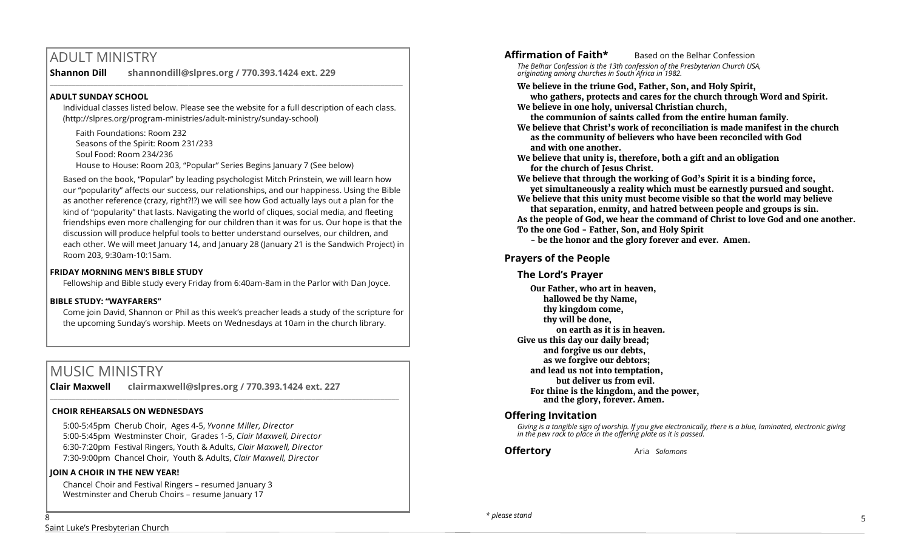## ADULT MINISTRY

**Shannon Dill** **shannondill@slpres.org / 770.393.1424 ext. 229**

### ADULT SUNDAY SCHOOL

Individual classes listed below. Please see the website for a full description of each class. (http://slpres.org/program-ministries/adult-ministry/sunday-school)

Faith Foundations: Room 232
Seasons of the Spirit: Room 231/233
Soul Food: Room 234/236
House to House: Room 203, "Popular" Series Begins January 7 (See below)

Based on the book, "Popular" by leading psychologist Mitch Prinstein, we will learn how our "popularity" affects our success, our relationships, and our happiness. Using the Bible as another reference (crazy, right?!?) we will see how God actually lays out a plan for the kind of "popularity" that lasts. Navigating the world of cliques, social media, and fleeting friendships even more challenging for our children than it was for us. Our hope is that the discussion will produce helpful tools to better understand ourselves, our children, and each other. We will meet January 14, and January 28 (January 21 is the Sandwich Project) in Room 203, 9:30am-10:15am.

### FRIDAY MORNING MEN'S BIBLE STUDY

Fellowship and Bible study every Friday from 6:40am-8am in the Parlor with Dan Joyce.

### BIBLE STUDY: "WAYFARERS"

Come join David, Shannon or Phil as this week's preacher leads a study of the scripture for the upcoming Sunday's worship. Meets on Wednesdays at 10am in the church library.

## MUSIC MINISTRY

**Clair Maxwell** **clairmaxwell@slpres.org / 770.393.1424 ext. 227**

### CHOIR REHEARSALS ON WEDNESDAYS

5:00-5:45pm Cherub Choir, Ages 4-5, *Yvonne Miller, Director*
5:00-5:45pm Westminster Choir, Grades 1-5, *Clair Maxwell, Director*
6:30-7:20pm Festival Ringers, Youth & Adults, *Clair Maxwell, Director*
7:30-9:00pm Chancel Choir, Youth & Adults, *Clair Maxwell, Director*

### JOIN A CHOIR IN THE NEW YEAR!

Chancel Choir and Festival Ringers – resumed January 3
Westminster and Cherub Choirs – resume January 17

**Affirmation of Faith*** Based on the Belhar Confession

*The Belhar Confession is the 13th confession of the Presbyterian Church USA, originating among churches in South Africa in 1982.*

**We believe in the triune God, Father, Son, and Holy Spirit,**
**who gathers, protects and cares for the church through Word and Spirit.**
**We believe in one holy, universal Christian church,**
**the communion of saints called from the entire human family.**
**We believe that Christ's work of reconciliation is made manifest in the church**
**as the community of believers who have been reconciled with God**
**and with one another.**
**We believe that unity is, therefore, both a gift and an obligation**
**for the church of Jesus Christ.**
**We believe that through the working of God's Spirit it is a binding force,**
**yet simultaneously a reality which must be earnestly pursued and sought.**
**We believe that this unity must become visible so that the world may believe**
**that separation, enmity, and hatred between people and groups is sin.**
**As the people of God, we hear the command of Christ to love God and one another.**
**To the one God - Father, Son, and Holy Spirit**
**- be the honor and the glory forever and ever. Amen.**

### Prayers of the People

#### The Lord's Prayer

**Our Father, who art in heaven,**
**hallowed be thy Name,**
**thy kingdom come,**
**thy will be done,**
**on earth as it is in heaven.**
**Give us this day our daily bread;**
**and forgive us our debts,**
**as we forgive our debtors;**
**and lead us not into temptation,**
**but deliver us from evil.**
**For thine is the kingdom, and the power,**
**and the glory, forever. Amen.**

### Offering Invitation

*Giving is a tangible sign of worship. If you give electronically, there is a blue, laminated, electronic giving in the pew rack to place in the offering plate as it is passed.*

**Offertory** Aria *Solomons*

*\* please stand*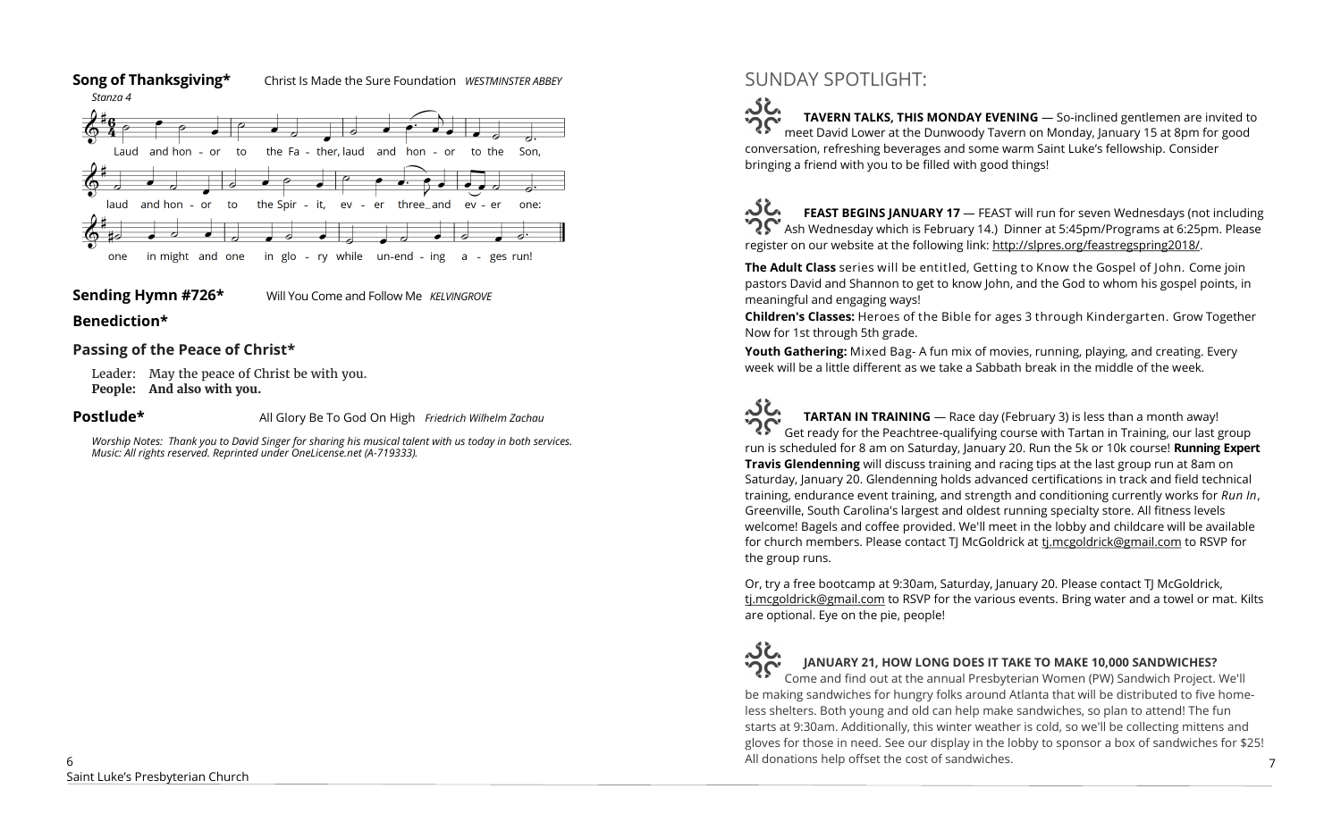**Song of Thanksgiving*** Christ Is Made the Sure Foundation *WESTMINSTER ABBEY*

*Stanza 4*

Laud and hon - or to the Fa - ther, laud and hon - or to the Son,

laud and hon - or to the Spir - it, ev - er three_and ev - er one:

one in might and one in glo - ry while un-end - ing a - ges run!

**Sending Hymn #726*** Will You Come and Follow Me *KELVINGROVE*

**Benediction***

**Passing of the Peace of Christ***

Leader: May the peace of Christ be with you.
**People: And also with you.**

**Postlude*** All Glory Be To God On High *Friedrich Wilhelm Zachau*

*Worship Notes: Thank you to David Singer for sharing his musical talent with us today in both services. Music: All rights reserved. Reprinted under OneLicense.net (A-719333).*

## SUNDAY SPOTLIGHT:

**TAVERN TALKS, THIS MONDAY EVENING** — So-inclined gentlemen are invited to meet David Lower at the Dunwoody Tavern on Monday, January 15 at 8pm for good conversation, refreshing beverages and some warm Saint Luke's fellowship. Consider bringing a friend with you to be filled with good things!

**FEAST BEGINS JANUARY 17** — FEAST will run for seven Wednesdays (not including Ash Wednesday which is February 14.) Dinner at 5:45pm/Programs at 6:25pm. Please register on our website at the following link: http://slpres.org/feastregspring2018/.

**The Adult Class** series will be entitled, Getting to Know the Gospel of John. Come join pastors David and Shannon to get to know John, and the God to whom his gospel points, in meaningful and engaging ways!

**Children's Classes:** Heroes of the Bible for ages 3 through Kindergarten. Grow Together Now for 1st through 5th grade.

**Youth Gathering:** Mixed Bag- A fun mix of movies, running, playing, and creating. Every week will be a little different as we take a Sabbath break in the middle of the week.

**TARTAN IN TRAINING** — Race day (February 3) is less than a month away! Get ready for the Peachtree-qualifying course with Tartan in Training, our last group run is scheduled for 8 am on Saturday, January 20. Run the 5k or 10k course! **Running Expert Travis Glendenning** will discuss training and racing tips at the last group run at 8am on Saturday, January 20. Glendenning holds advanced certifications in track and field technical training, endurance event training, and strength and conditioning currently works for *Run In*, Greenville, South Carolina's largest and oldest running specialty store. All fitness levels welcome! Bagels and coffee provided. We'll meet in the lobby and childcare will be available for church members. Please contact TJ McGoldrick at tj.mcgoldrick@gmail.com to RSVP for the group runs.

Or, try a free bootcamp at 9:30am, Saturday, January 20. Please contact TJ McGoldrick, tj.mcgoldrick@gmail.com to RSVP for the various events. Bring water and a towel or mat. Kilts are optional. Eye on the pie, people!

**JANUARY 21, HOW LONG DOES IT TAKE TO MAKE 10,000 SANDWICHES?** Come and find out at the annual Presbyterian Women (PW) Sandwich Project. We'll be making sandwiches for hungry folks around Atlanta that will be distributed to five home-less shelters. Both young and old can help make sandwiches, so plan to attend! The fun starts at 9:30am. Additionally, this winter weather is cold, so we'll be collecting mittens and gloves for those in need. See our display in the lobby to sponsor a box of sandwiches for $25! All donations help offset the cost of sandwiches.